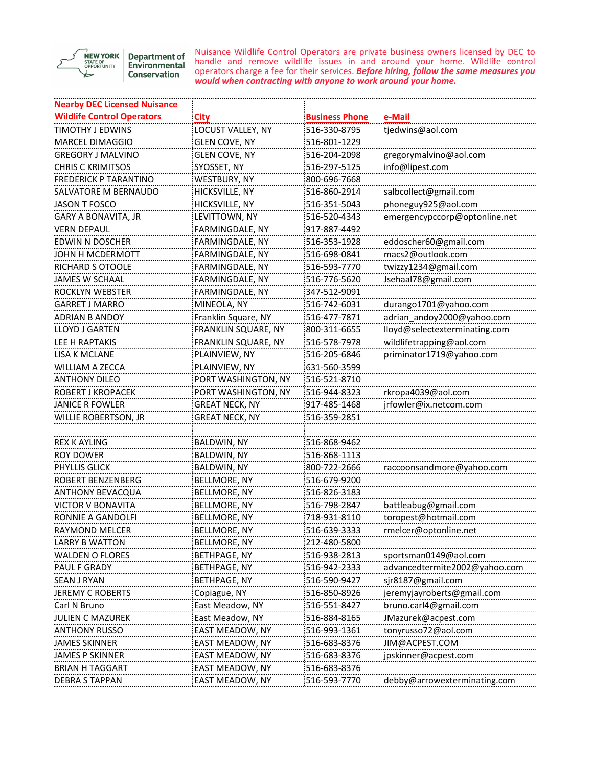NEW YORK STATE OF OPPORTUNITY | Department of Environmental Conservation

Nuisance Wildlife Control Operators are private business owners licensed by DEC to handle and remove wildlife issues in and around your home. Wildlife control operators charge a fee for their services. ***Before hiring, follow the same measures you would when contracting with anyone to work around your home.***

| Nearby DEC Licensed Nuisance Wildlife Control Operators | City | Business Phone | e-Mail |
|---|---|---|---|
| TIMOTHY J EDWINS | LOCUST VALLEY, NY | 516-330-8795 | tjedwins@aol.com |
| MARCEL DIMAGGIO | GLEN COVE, NY | 516-801-1229 | |
| GREGORY J MALVINO | GLEN COVE, NY | 516-204-2098 | gregorymalvino@aol.com |
| CHRIS C KRIMITSOS | SYOSSET, NY | 516-297-5125 | info@lipest.com |
| FREDERICK P TARANTINO | WESTBURY, NY | 800-696-7668 | |
| SALVATORE M BERNAUDO | HICKSVILLE, NY | 516-860-2914 | salbcollect@gmail.com |
| JASON T FOSCO | HICKSVILLE, NY | 516-351-5043 | phoneguy925@aol.com |
| GARY A BONAVITA, JR | LEVITTOWN, NY | 516-520-4343 | emergencypccorp@optonline.net |
| VERN DEPAUL | FARMINGDALE, NY | 917-887-4492 | |
| EDWIN N DOSCHER | FARMINGDALE, NY | 516-353-1928 | eddoscher60@gmail.com |
| JOHN H MCDERMOTT | FARMINGDALE, NY | 516-698-0841 | macs2@outlook.com |
| RICHARD S OTOOLE | FARMINGDALE, NY | 516-593-7770 | twizzy1234@gmail.com |
| JAMES W SCHAAL | FARMINGDALE, NY | 516-776-5620 | Jsehaal78@gmail.com |
| ROCKLYN WEBSTER | FARMINGDALE, NY | 347-512-9091 | |
| GARRET J MARRO | MINEOLA, NY | 516-742-6031 | durango1701@yahoo.com |
| ADRIAN B ANDOY | Franklin Square, NY | 516-477-7871 | adrian_andoy2000@yahoo.com |
| LLOYD J GARTEN | FRANKLIN SQUARE, NY | 800-311-6655 | lloyd@selectexterminating.com |
| LEE H RAPTAKIS | FRANKLIN SQUARE, NY | 516-578-7978 | wildlifetrapping@aol.com |
| LISA K MCLANE | PLAINVIEW, NY | 516-205-6846 | priminator1719@yahoo.com |
| WILLIAM A ZECCA | PLAINVIEW, NY | 631-560-3599 | |
| ANTHONY DILEO | PORT WASHINGTON, NY | 516-521-8710 | |
| ROBERT J KROPACEK | PORT WASHINGTON, NY | 516-944-8323 | rkropa4039@aol.com |
| JANICE R FOWLER | GREAT NECK, NY | 917-485-1468 | jrfowler@ix.netcom.com |
| WILLIE ROBERTSON, JR | GREAT NECK, NY | 516-359-2851 | |
| | | | |
| REX K AYLING | BALDWIN, NY | 516-868-9462 | |
| ROY DOWER | BALDWIN, NY | 516-868-1113 | |
| PHYLLIS GLICK | BALDWIN, NY | 800-722-2666 | raccoonsandmore@yahoo.com |
| ROBERT BENZENBERG | BELLMORE, NY | 516-679-9200 | |
| ANTHONY BEVACQUA | BELLMORE, NY | 516-826-3183 | |
| VICTOR V BONAVITA | BELLMORE, NY | 516-798-2847 | battleabug@gmail.com |
| RONNIE A GANDOLFI | BELLMORE, NY | 718-931-8110 | toropest@hotmail.com |
| RAYMOND MELCER | BELLMORE, NY | 516-639-3333 | rmelcer@optonline.net |
| LARRY B WATTON | BELLMORE, NY | 212-480-5800 | |
| WALDEN O FLORES | BETHPAGE, NY | 516-938-2813 | sportsman0149@aol.com |
| PAUL F GRADY | BETHPAGE, NY | 516-942-2333 | advancedtermite2002@yahoo.com |
| SEAN J RYAN | BETHPAGE, NY | 516-590-9427 | sjr8187@gmail.com |
| JEREMY C ROBERTS | Copiague, NY | 516-850-8926 | jeremyjayroberts@gmail.com |
| Carl N Bruno | East Meadow, NY | 516-551-8427 | bruno.carl4@gmail.com |
| JULIEN C MAZUREK | East Meadow, NY | 516-884-8165 | JMazurek@acpest.com |
| ANTHONY RUSSO | EAST MEADOW, NY | 516-993-1361 | tonyrusso72@aol.com |
| JAMES SKINNER | EAST MEADOW, NY | 516-683-8376 | JIM@ACPEST.COM |
| JAMES P SKINNER | EAST MEADOW, NY | 516-683-8376 | jpskinner@acpest.com |
| BRIAN H TAGGART | EAST MEADOW, NY | 516-683-8376 | |
| DEBRA S TAPPAN | EAST MEADOW, NY | 516-593-7770 | debby@arrowexterminating.com |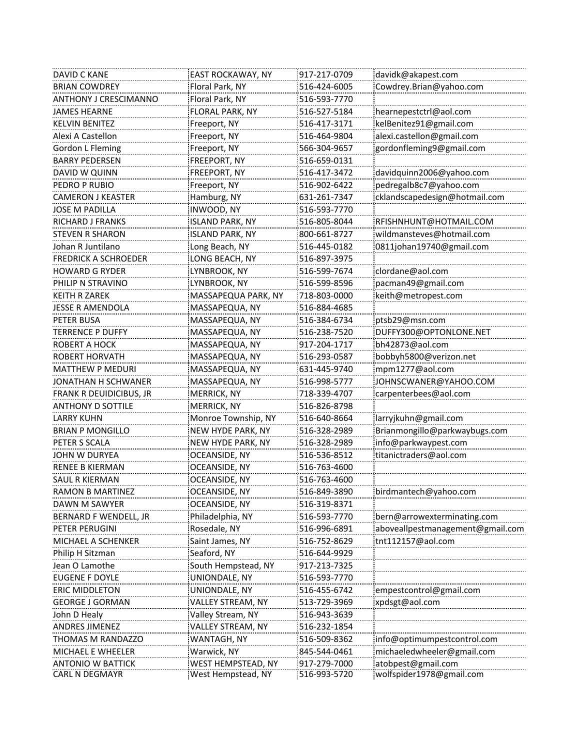| | | | |
|---|---|---|---|
| DAVID C KANE | EAST ROCKAWAY, NY | 917-217-0709 | davidk@akapest.com |
| BRIAN COWDREY | Floral Park, NY | 516-424-6005 | Cowdrey.Brian@yahoo.com |
| ANTHONY J CRESCIMANNO | Floral Park, NY | 516-593-7770 | |
| JAMES HEARNE | FLORAL PARK, NY | 516-527-5184 | hearnepestctrl@aol.com |
| KELVIN BENITEZ | Freeport, NY | 516-417-3171 | kelBenitez91@gmail.com |
| Alexi A Castellon | Freeport, NY | 516-464-9804 | alexi.castellon@gmail.com |
| Gordon L Fleming | Freeport, NY | 566-304-9657 | gordonfleming9@gmail.com |
| BARRY PEDERSEN | FREEPORT, NY | 516-659-0131 | |
| DAVID W QUINN | FREEPORT, NY | 516-417-3472 | davidquinn2006@yahoo.com |
| PEDRO P RUBIO | Freeport, NY | 516-902-6422 | pedregalb8c7@yahoo.com |
| CAMERON J KEASTER | Hamburg, NY | 631-261-7347 | cklandscapedesign@hotmail.com |
| JOSE M PADILLA | INWOOD, NY | 516-593-7770 | |
| RICHARD J FRANKS | ISLAND PARK, NY | 516-805-8044 | RFISHNHUNT@HOTMAIL.COM |
| STEVEN R SHARON | ISLAND PARK, NY | 800-661-8727 | wildmansteves@hotmail.com |
| Johan R Juntilano | Long Beach, NY | 516-445-0182 | 0811johan19740@gmail.com |
| FREDRICK A SCHROEDER | LONG BEACH, NY | 516-897-3975 | |
| HOWARD G RYDER | LYNBROOK, NY | 516-599-7674 | clordane@aol.com |
| PHILIP N STRAVINO | LYNBROOK, NY | 516-599-8596 | pacman49@gmail.com |
| KEITH R ZAREK | MASSAPEQUA PARK, NY | 718-803-0000 | keith@metropest.com |
| JESSE R AMENDOLA | MASSAPEQUA, NY | 516-884-4685 | |
| PETER BUSA | MASSAPEQUA, NY | 516-384-6734 | ptsb29@msn.com |
| TERRENCE P DUFFY | MASSAPEQUA, NY | 516-238-7520 | DUFFY300@OPTONLONE.NET |
| ROBERT A HOCK | MASSAPEQUA, NY | 917-204-1717 | bh42873@aol.com |
| ROBERT HORVATH | MASSAPEQUA, NY | 516-293-0587 | bobbyh5800@verizon.net |
| MATTHEW P MEDURI | MASSAPEQUA, NY | 631-445-9740 | mpm1277@aol.com |
| JONATHAN H SCHWANER | MASSAPEQUA, NY | 516-998-5777 | JOHNSCWANER@YAHOO.COM |
| FRANK R DEUIDICIBUS, JR | MERRICK, NY | 718-339-4707 | carpenterbees@aol.com |
| ANTHONY D SOTTILE | MERRICK, NY | 516-826-8798 | |
| LARRY KUHN | Monroe Township, NY | 516-640-8664 | larryjkuhn@gmail.com |
| BRIAN P MONGILLO | NEW HYDE PARK, NY | 516-328-2989 | Brianmongillo@parkwaybugs.com |
| PETER S SCALA | NEW HYDE PARK, NY | 516-328-2989 | info@parkwaypest.com |
| JOHN W DURYEA | OCEANSIDE, NY | 516-536-8512 | titanictraders@aol.com |
| RENEE B KIERMAN | OCEANSIDE, NY | 516-763-4600 | |
| SAUL R KIERMAN | OCEANSIDE, NY | 516-763-4600 | |
| RAMON B MARTINEZ | OCEANSIDE, NY | 516-849-3890 | birdmantech@yahoo.com |
| DAWN M SAWYER | OCEANSIDE, NY | 516-319-8371 | |
| BERNARD F WENDELL, JR | Philadelphia, NY | 516-593-7770 | bern@arrowexterminating.com |
| PETER PERUGINI | Rosedale, NY | 516-996-6891 | aboveallpestmanagement@gmail.com |
| MICHAEL A SCHENKER | Saint James, NY | 516-752-8629 | tnt112157@aol.com |
| Philip H Sitzman | Seaford, NY | 516-644-9929 | |
| Jean O Lamothe | South Hempstead, NY | 917-213-7325 | |
| EUGENE F DOYLE | UNIONDALE, NY | 516-593-7770 | |
| ERIC MIDDLETON | UNIONDALE, NY | 516-455-6742 | empestcontrol@gmail.com |
| GEORGE J GORMAN | VALLEY STREAM, NY | 513-729-3969 | xpdsgt@aol.com |
| John D Healy | Valley Stream, NY | 516-943-3639 | |
| ANDRES JIMENEZ | VALLEY STREAM, NY | 516-232-1854 | |
| THOMAS M RANDAZZO | WANTAGH, NY | 516-509-8362 | info@optimumpestcontrol.com |
| MICHAEL E WHEELER | Warwick, NY | 845-544-0461 | michaeledwheeler@gmail.com |
| ANTONIO W BATTICK | WEST HEMPSTEAD, NY | 917-279-7000 | atobpest@gmail.com |
| CARL N DEGMAYR | West Hempstead, NY | 516-993-5720 | wolfspider1978@gmail.com |